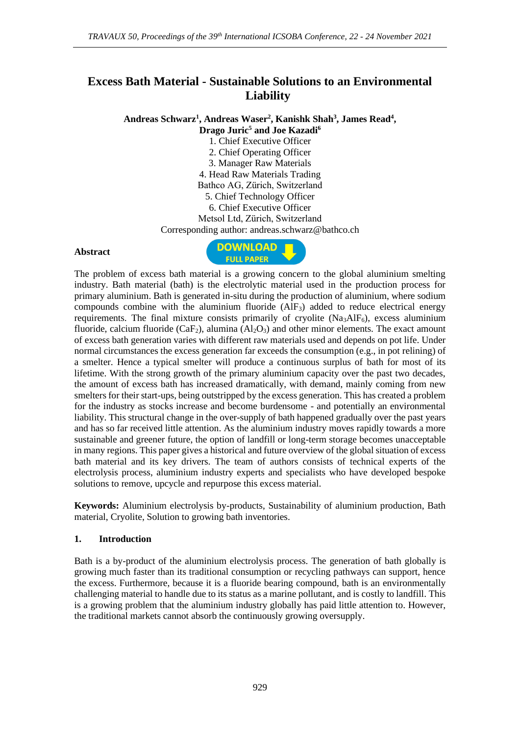# Excess Bath Material - Sustainable Solutions to an Environmental Liability

**Andreas Schwarz[1], Andreas Waser[2], Kanishk Shah[3], James Read[4], Drago Juric[5] and Joe Kazadi[6]**

1. Chief Executive Officer
2. Chief Operating Officer
3. Manager Raw Materials
4. Head Raw Materials Trading

Bathco AG, Zürich, Switzerland

5. Chief Technology Officer
6. Chief Executive Officer

Metsol Ltd, Zürich, Switzerland

Corresponding author: andreas.schwarz@bathco.ch

## Abstract

The problem of excess bath material is a growing concern to the global aluminium smelting industry. Bath material (bath) is the electrolytic material used in the production process for primary aluminium. Bath is generated in-situ during the production of aluminium, where sodium compounds combine with the aluminium fluoride ($AlF_3$) added to reduce electrical energy requirements. The final mixture consists primarily of cryolite ($Na_3AlF_6$), excess aluminium fluoride, calcium fluoride ($CaF_2$), alumina ($Al_2O_3$) and other minor elements. The exact amount of excess bath generation varies with different raw materials used and depends on pot life. Under normal circumstances the excess generation far exceeds the consumption (e.g., in pot relining) of a smelter. Hence a typical smelter will produce a continuous surplus of bath for most of its lifetime. With the strong growth of the primary aluminium capacity over the past two decades, the amount of excess bath has increased dramatically, with demand, mainly coming from new smelters for their start-ups, being outstripped by the excess generation. This has created a problem for the industry as stocks increase and become burdensome - and potentially an environmental liability. This structural change in the over-supply of bath happened gradually over the past years and has so far received little attention. As the aluminium industry moves rapidly towards a more sustainable and greener future, the option of landfill or long-term storage becomes unacceptable in many regions. This paper gives a historical and future overview of the global situation of excess bath material and its key drivers. The team of authors consists of technical experts of the electrolysis process, aluminium industry experts and specialists who have developed bespoke solutions to remove, upcycle and repurpose this excess material.

**Keywords:** Aluminium electrolysis by-products, Sustainability of aluminium production, Bath material, Cryolite, Solution to growing bath inventories.

## 1. Introduction

Bath is a by-product of the aluminium electrolysis process. The generation of bath globally is growing much faster than its traditional consumption or recycling pathways can support, hence the excess. Furthermore, because it is a fluoride bearing compound, bath is an environmentally challenging material to handle due to its status as a marine pollutant, and is costly to landfill. This is a growing problem that the aluminium industry globally has paid little attention to. However, the traditional markets cannot absorb the continuously growing oversupply.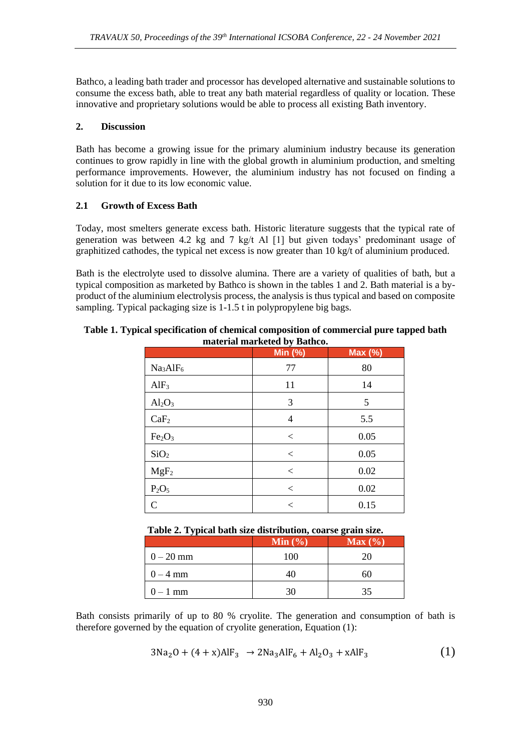Bathco, a leading bath trader and processor has developed alternative and sustainable solutions to consume the excess bath, able to treat any bath material regardless of quality or location. These innovative and proprietary solutions would be able to process all existing Bath inventory.

## 2. Discussion

Bath has become a growing issue for the primary aluminium industry because its generation continues to grow rapidly in line with the global growth in aluminium production, and smelting performance improvements. However, the aluminium industry has not focused on finding a solution for it due to its low economic value.

### 2.1 Growth of Excess Bath

Today, most smelters generate excess bath. Historic literature suggests that the typical rate of generation was between 4.2 kg and 7 kg/t Al [1] but given todays' predominant usage of graphitized cathodes, the typical net excess is now greater than 10 kg/t of aluminium produced.

Bath is the electrolyte used to dissolve alumina. There are a variety of qualities of bath, but a typical composition as marketed by Bathco is shown in the tables 1 and 2. Bath material is a by-product of the aluminium electrolysis process, the analysis is thus typical and based on composite sampling. Typical packaging size is 1-1.5 t in polypropylene big bags.

**Table 1. Typical specification of chemical composition of commercial pure tapped bath material marketed by Bathco.**

| | Min (%) | Max (%) |
|---|---|---|
| $Na_3AlF_6$ | 77 | 80 |
| $AlF_3$ | 11 | 14 |
| $Al_2O_3$ | 3 | 5 |
| $CaF_2$ | 4 | 5.5 |
| $Fe_2O_3$ | < | 0.05 |
| $SiO_2$ | < | 0.05 |
| $MgF_2$ | < | 0.02 |
| $P_2O_5$ | < | 0.02 |
| C | < | 0.15 |

**Table 2. Typical bath size distribution, coarse grain size.**

| | Min (%) | Max (%) |
|---|---|---|
| 0 – 20 mm | 100 | 20 |
| 0 – 4 mm | 40 | 60 |
| 0 – 1 mm | 30 | 35 |

Bath consists primarily of up to 80 % cryolite. The generation and consumption of bath is therefore governed by the equation of cryolite generation, Equation (1):

$$3Na_2O + (4 + x)AlF_3 \rightarrow 2Na_3AlF_6 + Al_2O_3 + xAlF_3 \tag{1}$$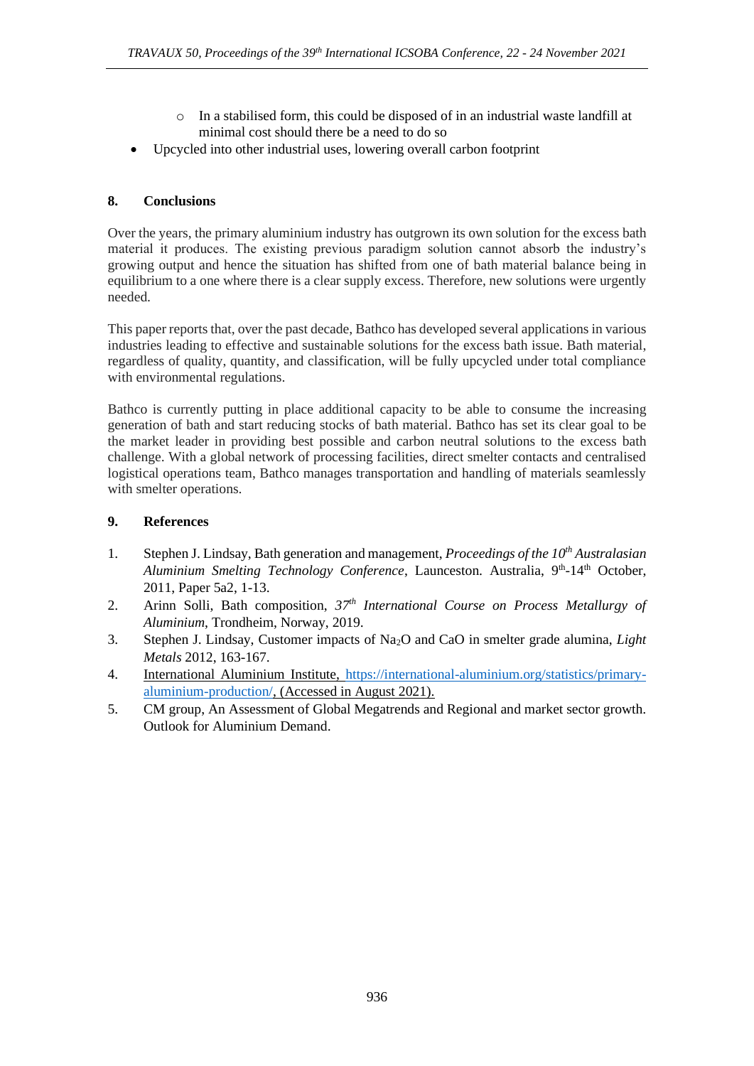- In a stabilised form, this could be disposed of in an industrial waste landfill at minimal cost should there be a need to do so
- Upcycled into other industrial uses, lowering overall carbon footprint

## 8. Conclusions

Over the years, the primary aluminium industry has outgrown its own solution for the excess bath material it produces. The existing previous paradigm solution cannot absorb the industry's growing output and hence the situation has shifted from one of bath material balance being in equilibrium to a one where there is a clear supply excess. Therefore, new solutions were urgently needed.

This paper reports that, over the past decade, Bathco has developed several applications in various industries leading to effective and sustainable solutions for the excess bath issue. Bath material, regardless of quality, quantity, and classification, will be fully upcycled under total compliance with environmental regulations.

Bathco is currently putting in place additional capacity to be able to consume the increasing generation of bath and start reducing stocks of bath material. Bathco has set its clear goal to be the market leader in providing best possible and carbon neutral solutions to the excess bath challenge. With a global network of processing facilities, direct smelter contacts and centralised logistical operations team, Bathco manages transportation and handling of materials seamlessly with smelter operations.

## 9. References

1. Stephen J. Lindsay, Bath generation and management, *Proceedings of the 10th Australasian Aluminium Smelting Technology Conference*, Launceston. Australia, 9th-14th October, 2011, Paper 5a2, 1-13.
2. Arinn Solli, Bath composition, *37th International Course on Process Metallurgy of Aluminium*, Trondheim, Norway, 2019.
3. Stephen J. Lindsay, Customer impacts of $Na_2O$ and CaO in smelter grade alumina, *Light Metals* 2012, 163-167.
4. International Aluminium Institute, https://international-aluminium.org/statistics/primary-aluminium-production/, (Accessed in August 2021).
5. CM group, An Assessment of Global Megatrends and Regional and market sector growth. Outlook for Aluminium Demand.